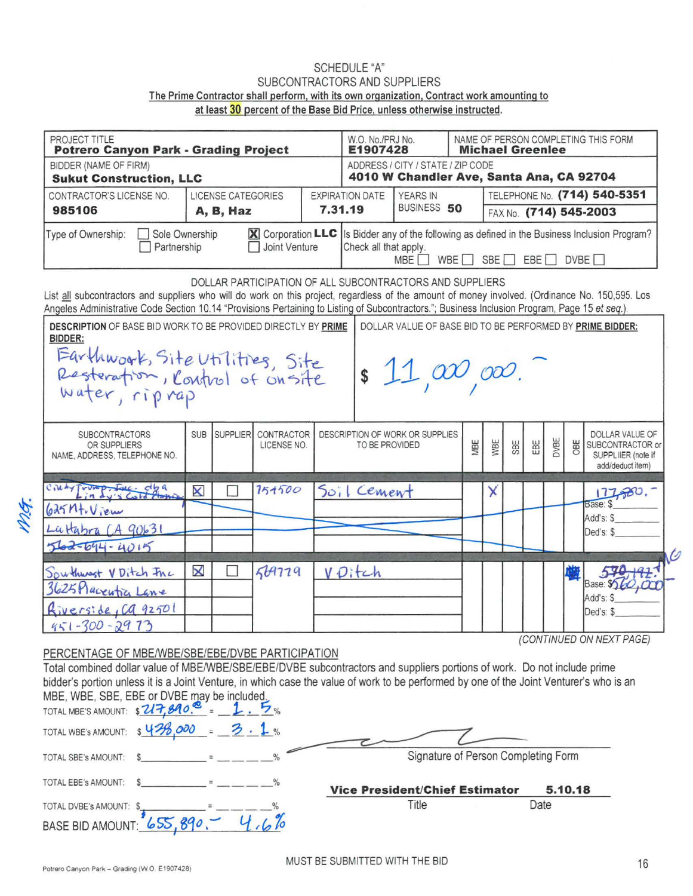SCHEDULE "A"

SUBCONTRACTORS AND SUPPLIERS

**The Prime Contractor shall perform, with its own organization, Contract work amounting to at least 30 percent of the Base Bid Price, unless otherwise instructed.**

| PROJECT TITLE | | | W.O. No./PRJ No. | | NAME OF PERSON COMPLETING THIS FORM |
|---|---|---|---|---|---|
| **Potrero Canyon Park - Grading Project** | | | **E1907428** | | **Michael Greenlee** |
| BIDDER (NAME OF FIRM) **Sukut Construction, LLC** | | | ADDRESS / CITY / STATE / ZIP CODE **4010 W Chandler Ave, Santa Ana, CA 92704** | | |
| CONTRACTOR'S LICENSE NO. **985106** | LICENSE CATEGORIES **A, B, Haz** | EXPIRATION DATE **7.31.19** | YEARS IN BUSINESS **50** | | TELEPHONE No. **(714) 540-5351** FAX No. **(714) 545-2003** |
| Type of Ownership: ☐ Sole Ownership ☐ Partnership ☒ Corporation **LLC** ☐ Joint Venture | | | Is Bidder any of the following as defined in the Business Inclusion Program? Check all that apply. MBE ☐ WBE ☐ SBE ☐ EBE ☐ DVBE ☐ | | |

DOLLAR PARTICIPATION OF ALL SUBCONTRACTORS AND SUPPLIERS

List all subcontractors and suppliers who will do work on this project, regardless of the amount of money involved. (Ordinance No. 150,595. Los Angeles Administrative Code Section 10.14 "Provisions Pertaining to Listing of Subcontractors."; Business Inclusion Program, Page 15 et seq.).

| DESCRIPTION OF BASE BID WORK TO BE PROVIDED DIRECTLY BY PRIME BIDDER: | DOLLAR VALUE OF BASE BID TO BE PERFORMED BY PRIME BIDDER: |
|---|---|
| Earthwork, Site Utilities, Site Restoration, Control of onsite water, riprap | $ 11,000,000.– |

| SUBCONTRACTORS OR SUPPLIERS NAME, ADDRESS, TELEPHONE NO. | SUB | SUPPLIER | CONTRACTOR LICENSE NO. | DESCRIPTION OF WORK OR SUPPLIES TO BE PROVIDED | MBE | WBE | SBE | EBE | DVBE | OBE | DOLLAR VALUE OF SUBCONTRACTOR or SUPPLIER (note if add/deduct item) |
|---|---|---|---|---|---|---|---|---|---|---|---|
| ~~Cindy Trump, Inc. dba Lindy's Cold Planing, 625 Mt. View, La Habra CA 90631, 562-694-4015~~ (crossed out, initialed M.G.) | ☒ | ☐ | 754500 | ~~Soil Cement~~ | | X | | | | | ~~177,890.–~~ Base: $ Add's: $ Ded's: $ |
| Southwest V Ditch Inc, 3625 Placentia Lane, Riverside, CA 92501, 951-300-2973 | ☒ | ☐ | 569779 | V Ditch | | | | | | ■ | ~~570,192.~~ Base: $560,000– (initialed MG) Add's: $ Ded's: $ |

(CONTINUED ON NEXT PAGE)

PERCENTAGE OF MBE/WBE/SBE/EBE/DVBE PARTICIPATION

Total combined dollar value of MBE/WBE/SBE/EBE/DVBE subcontractors and suppliers portions of work. Do not include prime bidder's portion unless it is a Joint Venture, in which case the value of work to be performed by one of the Joint Venturer's who is an MBE, WBE, SBE, EBE or DVBE may be included.

TOTAL MBE'S AMOUNT: $217,890.00 = 1.5%

TOTAL WBE's AMOUNT: $438,000 = 3.1%

TOTAL SBE's AMOUNT: $\_\_\_\_\_ = \_\_\_\_\_%

TOTAL EBE's AMOUNT: $\_\_\_\_\_ = \_\_\_\_\_%

TOTAL DVBE's AMOUNT: $\_\_\_\_\_ = \_\_\_\_\_%

BASE BID AMOUNT: $655,890.– 4.6%

Signature of Person Completing Form

**Vice President/Chief Estimator** — Title

**5.10.18** — Date

MUST BE SUBMITTED WITH THE BID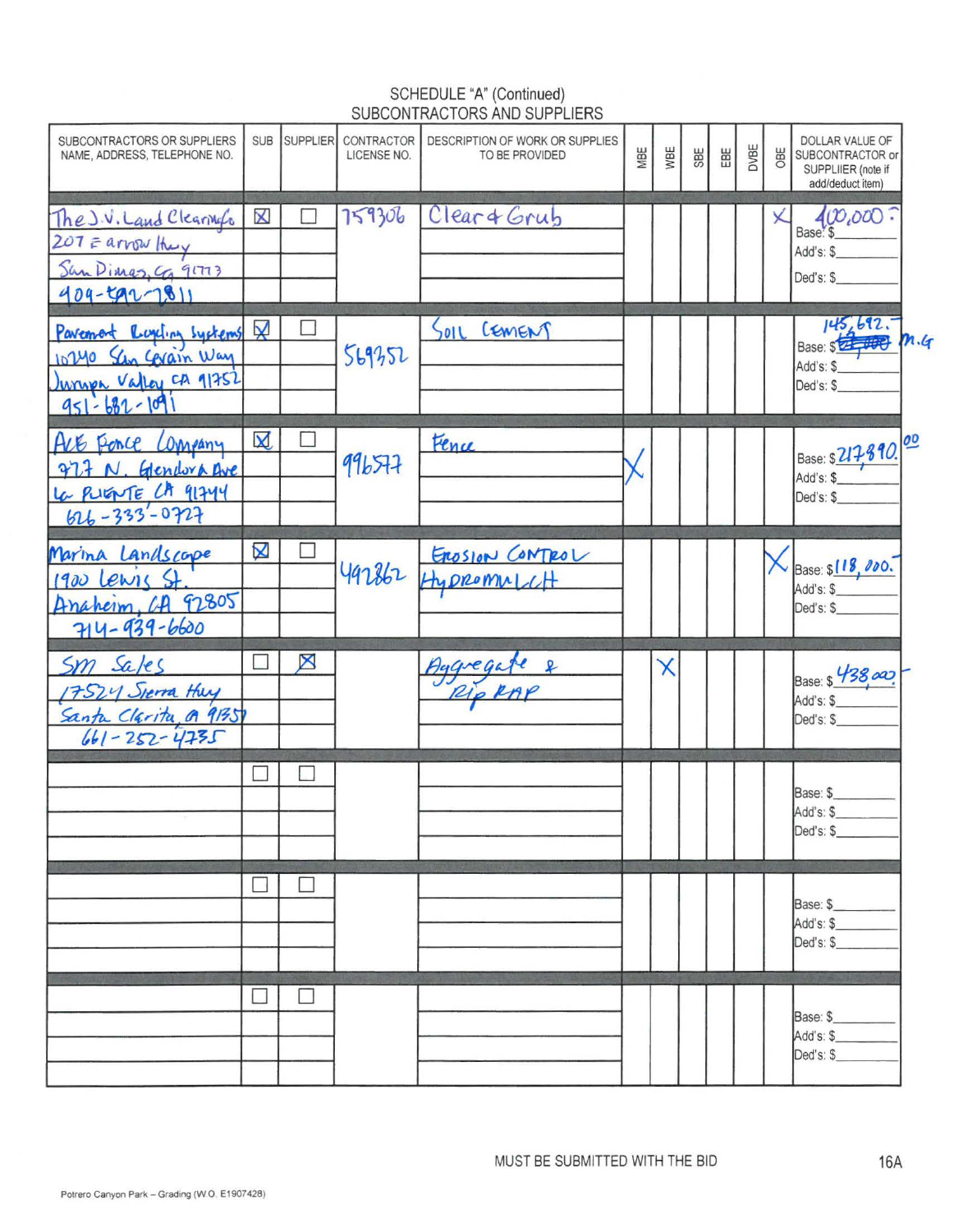## SCHEDULE "A" (Continued)
## SUBCONTRACTORS AND SUPPLIERS

| SUBCONTRACTORS OR SUPPLIERS NAME, ADDRESS, TELEPHONE NO. | SUB | SUPPLIER | CONTRACTOR LICENSE NO. | DESCRIPTION OF WORK OR SUPPLIES TO BE PROVIDED | MBE | WBE | SBE | EBE | DVBE | OBE | DOLLAR VALUE OF SUBCONTRACTOR or SUPPLIIER (note if add/deduct item) |
|---|---|---|---|---|---|---|---|---|---|---|---|
| The J.V. Land Clearing Co<br>207 E arrow Hwy<br>San Dimas, CA 91773<br>909-592-7811 | ☒ | ☐ | 759306 | Clear & Grub | | | | | | X | 400,000.-<br>Base: $<br>Add's: $<br>Ded's: $ |
| Pavement Recycling Systems<br>10240 San Sevain Way<br>Jurupa Valley CA 91752<br>951-682-1091 | ☒ | ☐ | 569352 | Soil Cement | | | | | | | 145,692.-<br>Base: $ ~~[struck]~~ M.G<br>Add's: $<br>Ded's: $ |
| ACE Fence Company<br>727 N. Glendora Ave<br>La Puente CA 91744<br>626-333-0727 | ☒ | ☐ | 996577 | Fence | X | | | | | | Base: $217,890.00<br>Add's: $<br>Ded's: $ |
| Marina Landscape<br>1900 Lewis St.<br>Anaheim, CA 92805<br>714-939-6600 | ☒ | ☐ | 497862 | Erosion Control Hydromulch | | | | | | X | Base: $118,000.-<br>Add's: $<br>Ded's: $ |
| SM Sales<br>17524 Sierra Hwy<br>Santa Clarita, CA 91351<br>661-252-4735 | ☐ | ☒ | | Aggregate & Rip RAP | | X | | | | | Base: $438,000.-<br>Add's: $<br>Ded's: $ |
| | ☐ | ☐ | | | | | | | | | Base: $<br>Add's: $<br>Ded's: $ |
| | ☐ | ☐ | | | | | | | | | Base: $<br>Add's: $<br>Ded's: $ |
| | ☐ | ☐ | | | | | | | | | Base: $<br>Add's: $<br>Ded's: $ |

MUST BE SUBMITTED WITH THE BID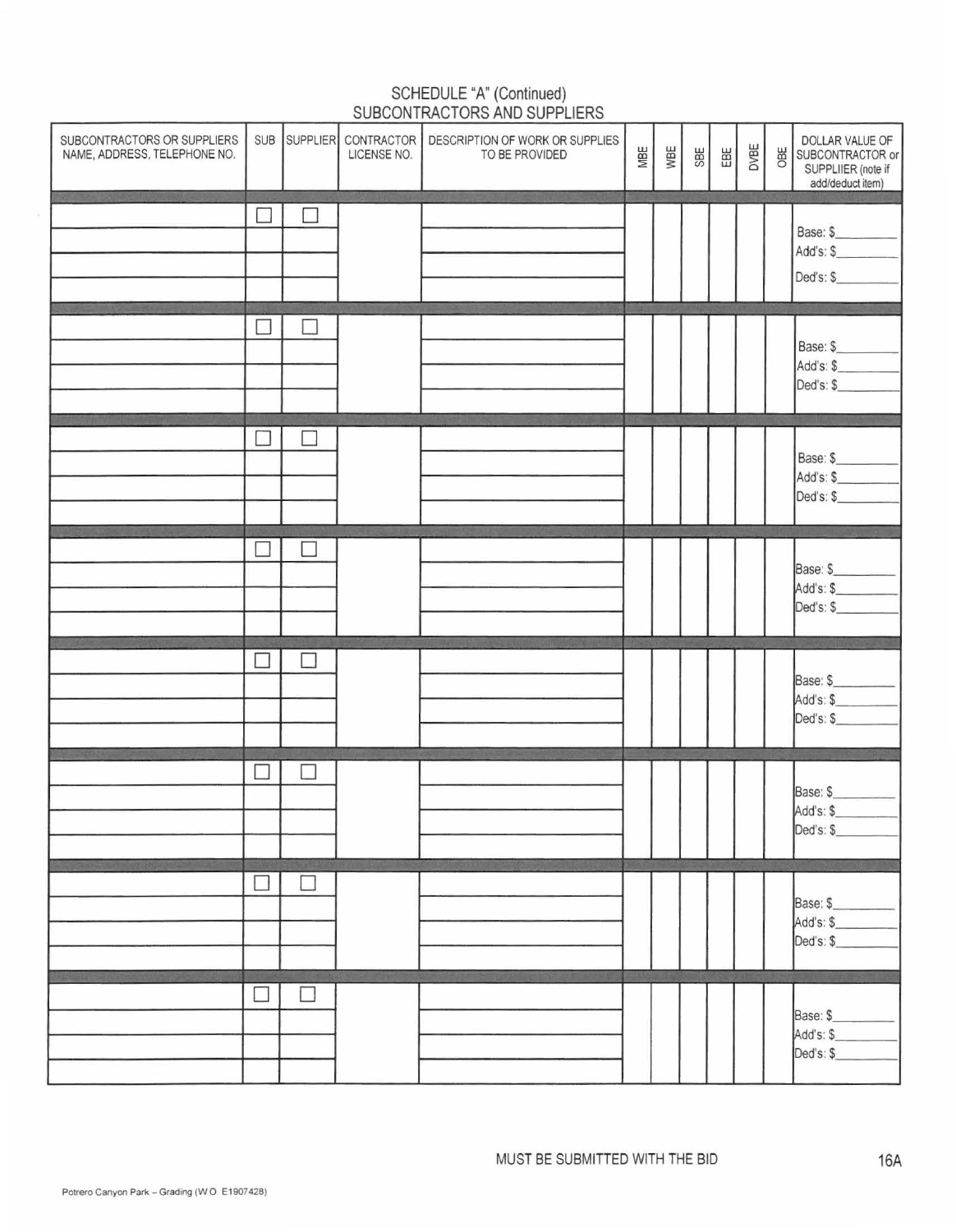# SCHEDULE "A" (Continued)
## SUBCONTRACTORS AND SUPPLIERS

| SUBCONTRACTORS OR SUPPLIERS NAME, ADDRESS, TELEPHONE NO. | SUB | SUPPLIER | CONTRACTOR LICENSE NO. | DESCRIPTION OF WORK OR SUPPLIES TO BE PROVIDED | MBE | WBE | SBE | EBE | DVBE | OBE | DOLLAR VALUE OF SUBCONTRACTOR or SUPPLIIER (note if add/deduct item) |
|---|---|---|---|---|---|---|---|---|---|---|---|
| | ☐ | ☐ | | | | | | | | | Base: $\_\_\_\_\_\_ Add's: $\_\_\_\_\_\_ Ded's: $\_\_\_\_\_\_ |
| | ☐ | ☐ | | | | | | | | | Base: $\_\_\_\_\_\_ Add's: $\_\_\_\_\_\_ Ded's: $\_\_\_\_\_\_ |
| | ☐ | ☐ | | | | | | | | | Base: $\_\_\_\_\_\_ Add's: $\_\_\_\_\_\_ Ded's: $\_\_\_\_\_\_ |
| | ☐ | ☐ | | | | | | | | | Base: $\_\_\_\_\_\_ Add's: $\_\_\_\_\_\_ Ded's: $\_\_\_\_\_\_ |
| | ☐ | ☐ | | | | | | | | | Base: $\_\_\_\_\_\_ Add's: $\_\_\_\_\_\_ Ded's: $\_\_\_\_\_\_ |
| | ☐ | ☐ | | | | | | | | | Base: $\_\_\_\_\_\_ Add's: $\_\_\_\_\_\_ Ded's: $\_\_\_\_\_\_ |
| | ☐ | ☐ | | | | | | | | | Base: $\_\_\_\_\_\_ Add's: $\_\_\_\_\_\_ Ded's: $\_\_\_\_\_\_ |
| | ☐ | ☐ | | | | | | | | | Base: $\_\_\_\_\_\_ Add's: $\_\_\_\_\_\_ Ded's: $\_\_\_\_\_\_ |

MUST BE SUBMITTED WITH THE BID

Potrero Canyon Park – Grading (W.O. E1907428)